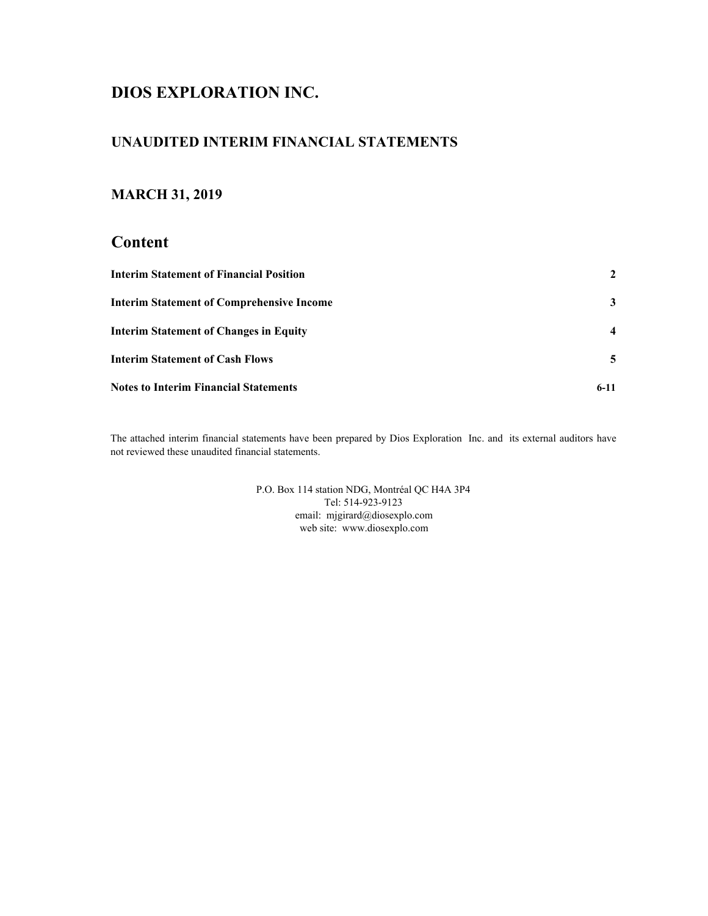# DIOS EXPLORATION INC.

## UNAUDITED INTERIM FINANCIAL STATEMENTS

## MARCH 31, 2019

## Content

| | |
|---|---|
| **Interim Statement of Financial Position** | **2** |
| **Interim Statement of Comprehensive Income** | **3** |
| **Interim Statement of Changes in Equity** | **4** |
| **Interim Statement of Cash Flows** | **5** |
| **Notes to Interim Financial Statements** | **6-11** |

The attached interim financial statements have been prepared by Dios Exploration Inc. and its external auditors have not reviewed these unaudited financial statements.

P.O. Box 114 station NDG, Montréal QC H4A 3P4
Tel: 514-923-9123
email: mjgirard@diosexplo.com
web site: www.diosexplo.com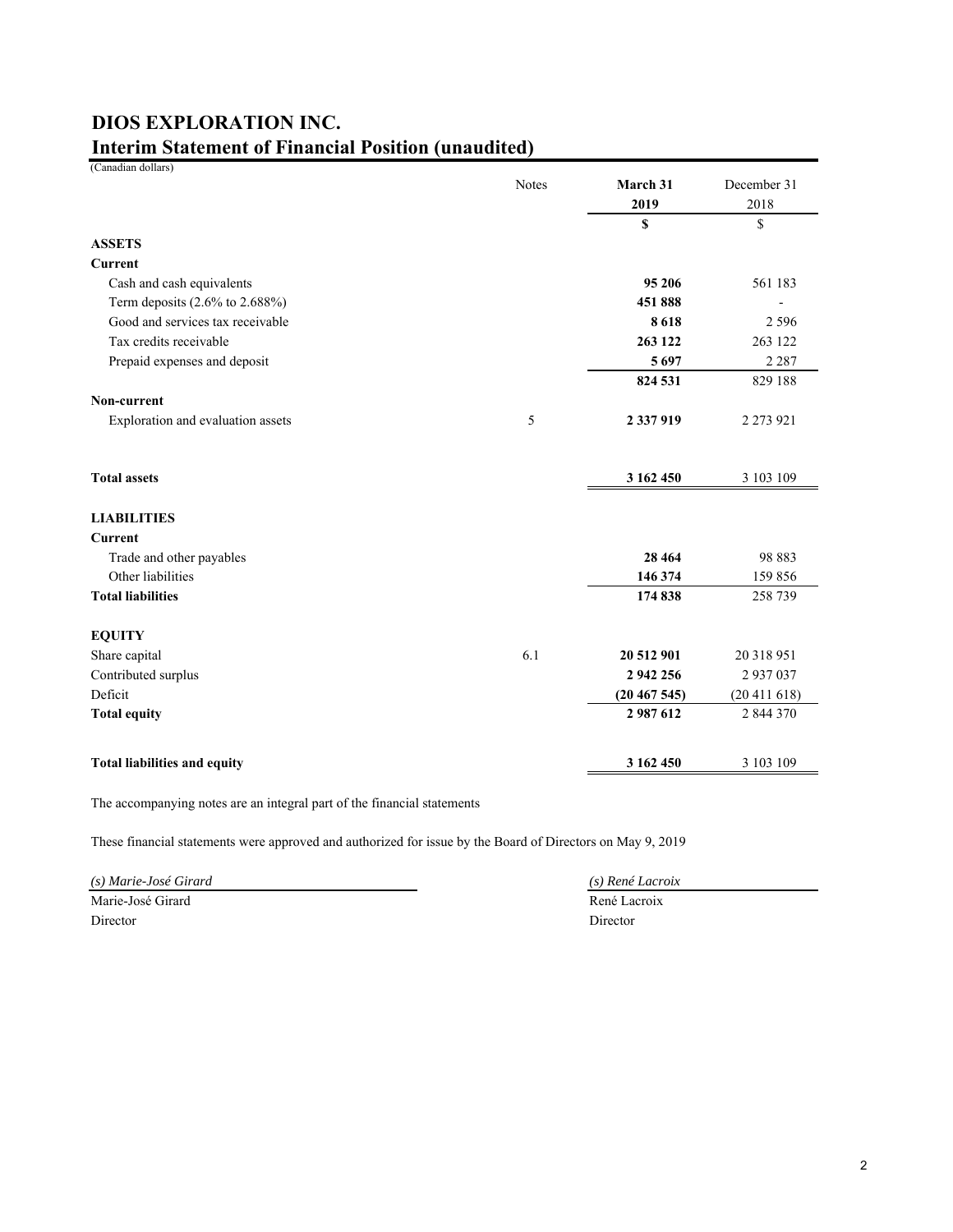# DIOS EXPLORATION INC.

## Interim Statement of Financial Position (unaudited)

(Canadian dollars)

| | Notes | **March 31 2019** | December 31 2018 |
|---|---|---|---|
| | | **$** | $ |
| **ASSETS** | | | |
| **Current** | | | |
| Cash and cash equivalents | | **95 206** | 561 183 |
| Term deposits (2.6% to 2.688%) | | **451 888** | - |
| Good and services tax receivable | | **8 618** | 2 596 |
| Tax credits receivable | | **263 122** | 263 122 |
| Prepaid expenses and deposit | | **5 697** | 2 287 |
| | | **824 531** | 829 188 |
| **Non-current** | | | |
| Exploration and evaluation assets | 5 | **2 337 919** | 2 273 921 |
| **Total assets** | | **3 162 450** | 3 103 109 |
| **LIABILITIES** | | | |
| **Current** | | | |
| Trade and other payables | | **28 464** | 98 883 |
| Other liabilities | | **146 374** | 159 856 |
| **Total liabilities** | | **174 838** | 258 739 |
| **EQUITY** | | | |
| Share capital | 6.1 | **20 512 901** | 20 318 951 |
| Contributed surplus | | **2 942 256** | 2 937 037 |
| Deficit | | **(20 467 545)** | (20 411 618) |
| **Total equity** | | **2 987 612** | 2 844 370 |
| **Total liabilities and equity** | | **3 162 450** | 3 103 109 |

The accompanying notes are an integral part of the financial statements

These financial statements were approved and authorized for issue by the Board of Directors on May 9, 2019

*(s) Marie-José Girard*
Marie-José Girard
Director

*(s) René Lacroix*
René Lacroix
Director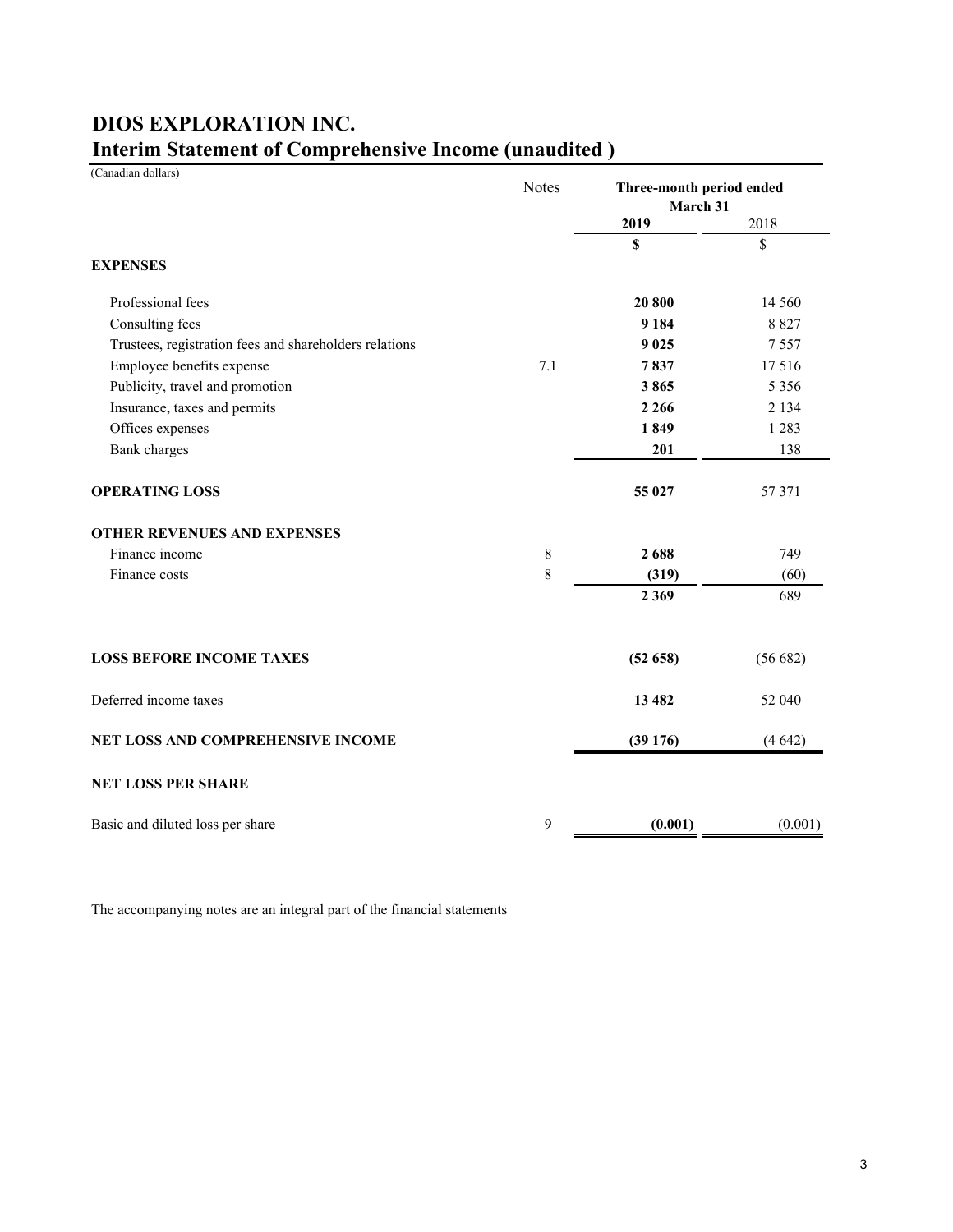# DIOS EXPLORATION INC.

## Interim Statement of Comprehensive Income (unaudited )

(Canadian dollars)

| | Notes | Three-month period ended March 31 | |
|---|---|---|---|
| | | **2019** | 2018 |
| | | **$** | $ |
| **EXPENSES** | | | |
| Professional fees | | **20 800** | 14 560 |
| Consulting fees | | **9 184** | 8 827 |
| Trustees, registration fees and shareholders relations | | **9 025** | 7 557 |
| Employee benefits expense | 7.1 | **7 837** | 17 516 |
| Publicity, travel and promotion | | **3 865** | 5 356 |
| Insurance, taxes and permits | | **2 266** | 2 134 |
| Offices expenses | | **1 849** | 1 283 |
| Bank charges | | **201** | 138 |
| **OPERATING LOSS** | | **55 027** | 57 371 |
| **OTHER REVENUES AND EXPENSES** | | | |
| Finance income | 8 | **2 688** | 749 |
| Finance costs | 8 | **(319)** | (60) |
| | | **2 369** | 689 |
| **LOSS BEFORE INCOME TAXES** | | **(52 658)** | (56 682) |
| Deferred income taxes | | **13 482** | 52 040 |
| **NET LOSS AND COMPREHENSIVE INCOME** | | **(39 176)** | (4 642) |
| **NET LOSS PER SHARE** | | | |
| Basic and diluted loss per share | 9 | **(0.001)** | (0.001) |

The accompanying notes are an integral part of the financial statements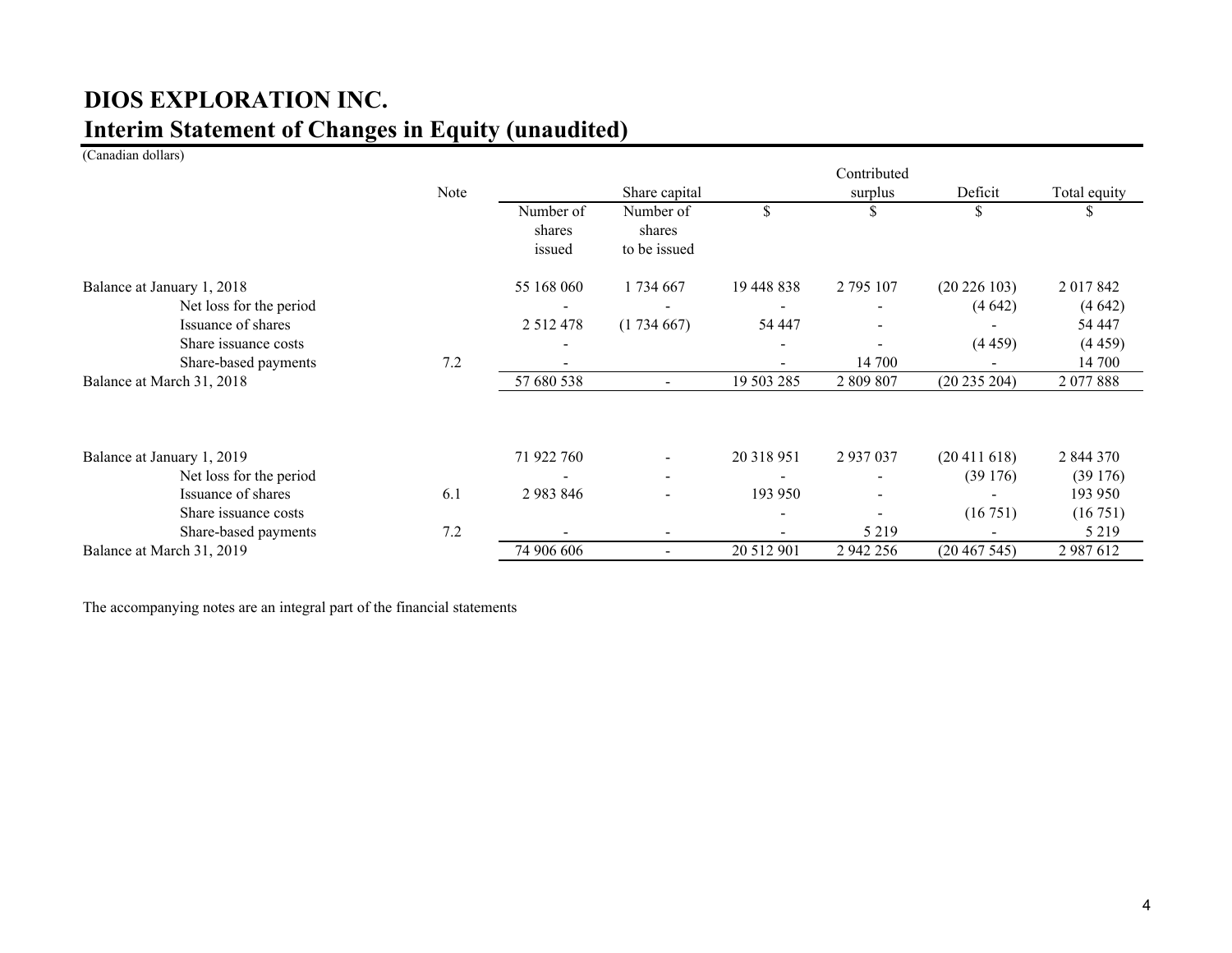# DIOS EXPLORATION INC.

## Interim Statement of Changes in Equity (unaudited)

(Canadian dollars)

| | Note | Share capital | | | Contributed surplus | Deficit | Total equity |
|---|---|---|---|---|---|---|---|
| | | Number of shares issued | Number of shares to be issued | $ | $ | $ | $ |
| Balance at January 1, 2018 | | 55 168 060 | 1 734 667 | 19 448 838 | 2 795 107 | (20 226 103) | 2 017 842 |
| Net loss for the period | | - | - | - | - | (4 642) | (4 642) |
| Issuance of shares | | 2 512 478 | (1 734 667) | 54 447 | - | - | 54 447 |
| Share issuance costs | | - | | - | - | (4 459) | (4 459) |
| Share-based payments | 7.2 | - | | - | 14 700 | - | 14 700 |
| Balance at March 31, 2018 | | 57 680 538 | - | 19 503 285 | 2 809 807 | (20 235 204) | 2 077 888 |
| | | | | | | | |
| Balance at January 1, 2019 | | 71 922 760 | - | 20 318 951 | 2 937 037 | (20 411 618) | 2 844 370 |
| Net loss for the period | | - | - | - | - | (39 176) | (39 176) |
| Issuance of shares | 6.1 | 2 983 846 | - | 193 950 | - | - | 193 950 |
| Share issuance costs | | | | - | - | (16 751) | (16 751) |
| Share-based payments | 7.2 | - | - | - | 5 219 | - | 5 219 |
| Balance at March 31, 2019 | | 74 906 606 | - | 20 512 901 | 2 942 256 | (20 467 545) | 2 987 612 |

The accompanying notes are an integral part of the financial statements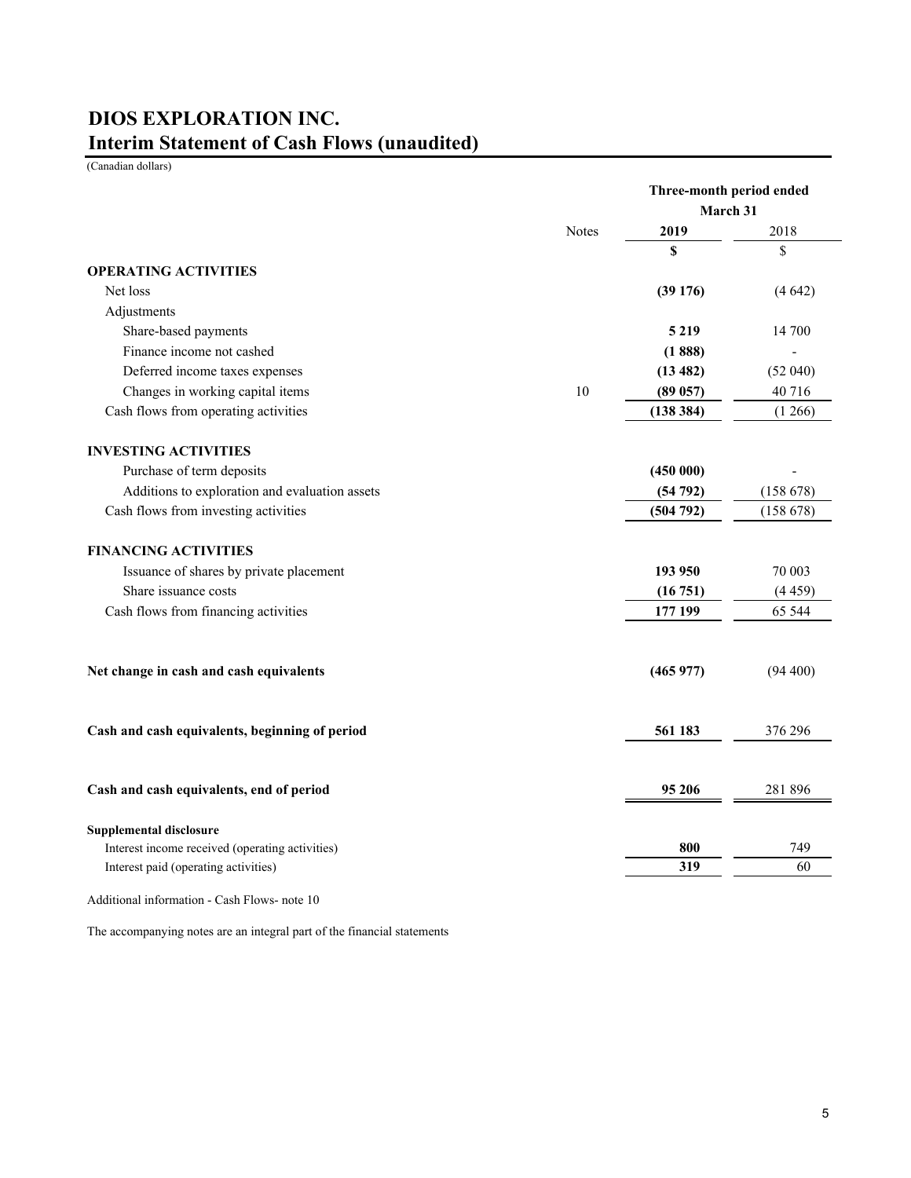# DIOS EXPLORATION INC.
## Interim Statement of Cash Flows (unaudited)

(Canadian dollars)

| | Notes | Three-month period ended March 31 | |
|---|---|---|---|
| | | **2019** | 2018 |
| | | **$** | $ |
| **OPERATING ACTIVITIES** | | | |
| Net loss | | **(39 176)** | (4 642) |
| Adjustments | | | |
| Share-based payments | | **5 219** | 14 700 |
| Finance income not cashed | | **(1 888)** | - |
| Deferred income taxes expenses | | **(13 482)** | (52 040) |
| Changes in working capital items | 10 | **(89 057)** | 40 716 |
| Cash flows from operating activities | | **(138 384)** | (1 266) |
| **INVESTING ACTIVITIES** | | | |
| Purchase of term deposits | | **(450 000)** | - |
| Additions to exploration and evaluation assets | | **(54 792)** | (158 678) |
| Cash flows from investing activities | | **(504 792)** | (158 678) |
| **FINANCING ACTIVITIES** | | | |
| Issuance of shares by private placement | | **193 950** | 70 003 |
| Share issuance costs | | **(16 751)** | (4 459) |
| Cash flows from financing activities | | **177 199** | 65 544 |
| **Net change in cash and cash equivalents** | | **(465 977)** | (94 400) |
| **Cash and cash equivalents, beginning of period** | | **561 183** | 376 296 |
| **Cash and cash equivalents, end of period** | | **95 206** | 281 896 |
| **Supplemental disclosure** | | | |
| Interest income received (operating activities) | | **800** | 749 |
| Interest paid (operating activities) | | **319** | 60 |

Additional information - Cash Flows- note 10

The accompanying notes are an integral part of the financial statements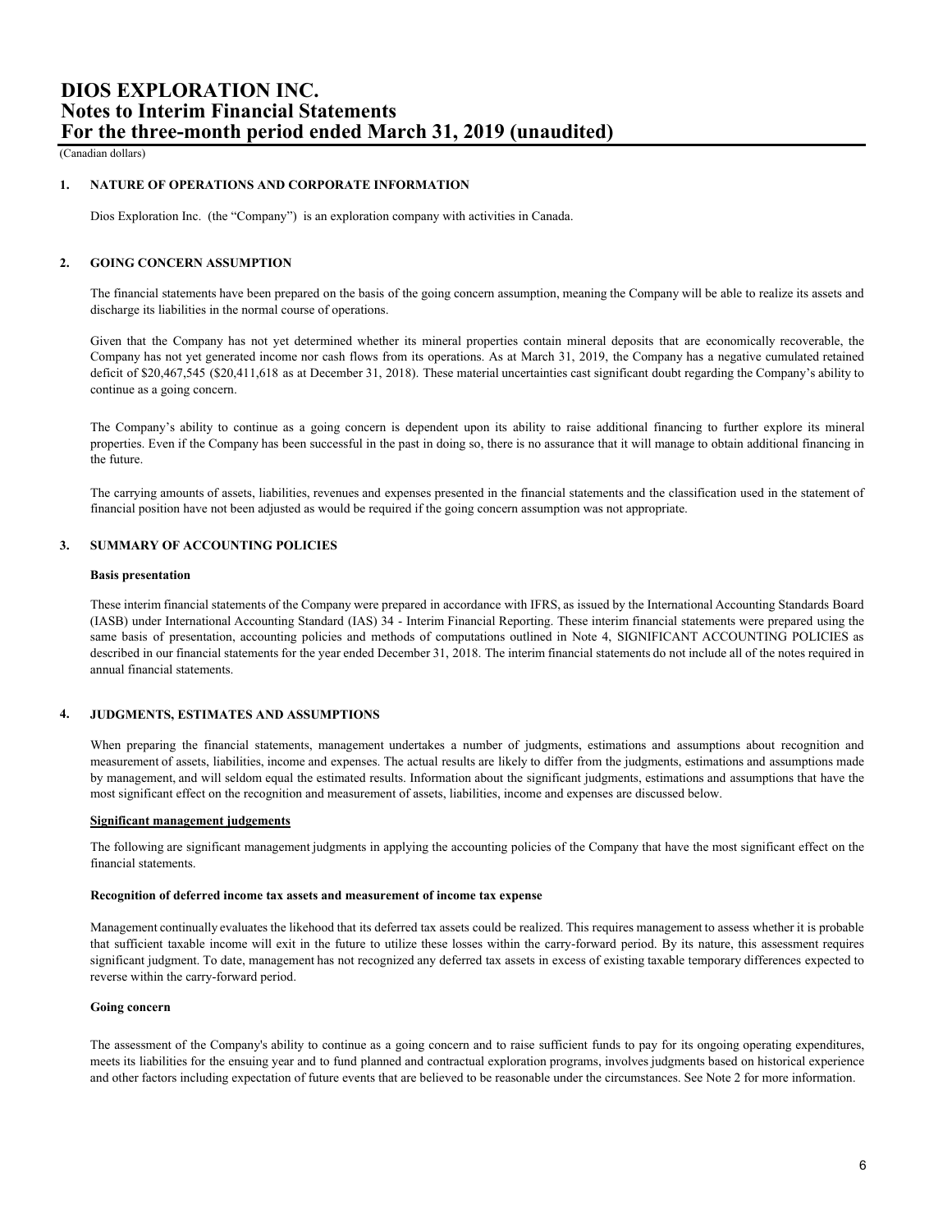# DIOS EXPLORATION INC.
# Notes to Interim Financial Statements
# For the three-month period ended March 31, 2019 (unaudited)

(Canadian dollars)

## 1. NATURE OF OPERATIONS AND CORPORATE INFORMATION

Dios Exploration Inc. (the "Company") is an exploration company with activities in Canada.

## 2. GOING CONCERN ASSUMPTION

The financial statements have been prepared on the basis of the going concern assumption, meaning the Company will be able to realize its assets and discharge its liabilities in the normal course of operations.

Given that the Company has not yet determined whether its mineral properties contain mineral deposits that are economically recoverable, the Company has not yet generated income nor cash flows from its operations. As at March 31, 2019, the Company has a negative cumulated retained deficit of $20,467,545 ($20,411,618 as at December 31, 2018). These material uncertainties cast significant doubt regarding the Company's ability to continue as a going concern.

The Company's ability to continue as a going concern is dependent upon its ability to raise additional financing to further explore its mineral properties. Even if the Company has been successful in the past in doing so, there is no assurance that it will manage to obtain additional financing in the future.

The carrying amounts of assets, liabilities, revenues and expenses presented in the financial statements and the classification used in the statement of financial position have not been adjusted as would be required if the going concern assumption was not appropriate.

## 3. SUMMARY OF ACCOUNTING POLICIES

**Basis presentation**

These interim financial statements of the Company were prepared in accordance with IFRS, as issued by the International Accounting Standards Board (IASB) under International Accounting Standard (IAS) 34 - Interim Financial Reporting. These interim financial statements were prepared using the same basis of presentation, accounting policies and methods of computations outlined in Note 4, SIGNIFICANT ACCOUNTING POLICIES as described in our financial statements for the year ended December 31, 2018. The interim financial statements do not include all of the notes required in annual financial statements.

## 4. JUDGMENTS, ESTIMATES AND ASSUMPTIONS

When preparing the financial statements, management undertakes a number of judgments, estimations and assumptions about recognition and measurement of assets, liabilities, income and expenses. The actual results are likely to differ from the judgments, estimations and assumptions made by management, and will seldom equal the estimated results. Information about the significant judgments, estimations and assumptions that have the most significant effect on the recognition and measurement of assets, liabilities, income and expenses are discussed below.

**Significant management judgements**

The following are significant management judgments in applying the accounting policies of the Company that have the most significant effect on the financial statements.

**Recognition of deferred income tax assets and measurement of income tax expense**

Management continually evaluates the likehood that its deferred tax assets could be realized. This requires management to assess whether it is probable that sufficient taxable income will exit in the future to utilize these losses within the carry-forward period. By its nature, this assessment requires significant judgment. To date, management has not recognized any deferred tax assets in excess of existing taxable temporary differences expected to reverse within the carry-forward period.

**Going concern**

The assessment of the Company's ability to continue as a going concern and to raise sufficient funds to pay for its ongoing operating expenditures, meets its liabilities for the ensuing year and to fund planned and contractual exploration programs, involves judgments based on historical experience and other factors including expectation of future events that are believed to be reasonable under the circumstances. See Note 2 for more information.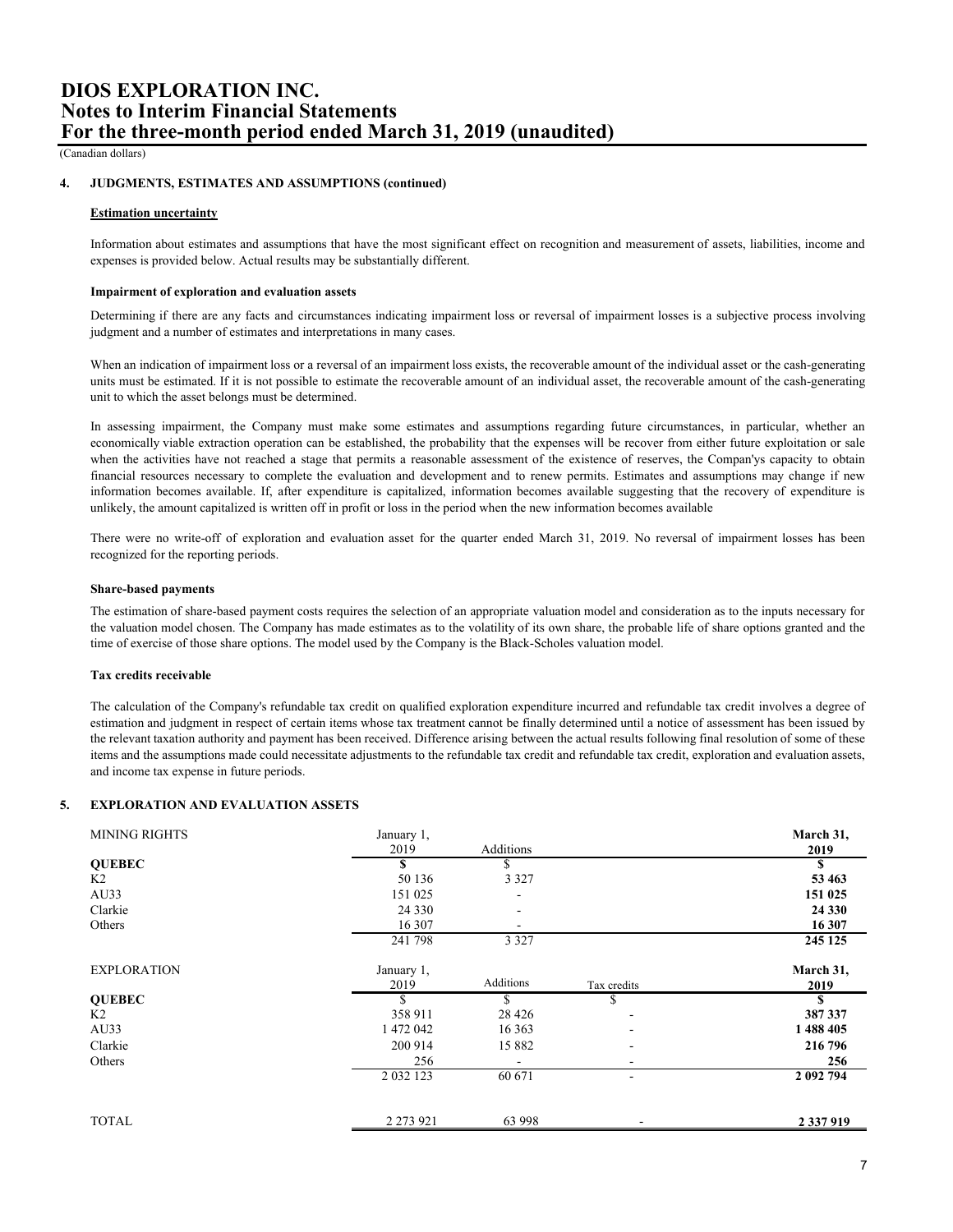(Canadian dollars)

## 4. JUDGMENTS, ESTIMATES AND ASSUMPTIONS (continued)

### Estimation uncertainty

Information about estimates and assumptions that have the most significant effect on recognition and measurement of assets, liabilities, income and expenses is provided below. Actual results may be substantially different.

**Impairment of exploration and evaluation assets**

Determining if there are any facts and circumstances indicating impairment loss or reversal of impairment losses is a subjective process involving judgment and a number of estimates and interpretations in many cases.

When an indication of impairment loss or a reversal of an impairment loss exists, the recoverable amount of the individual asset or the cash-generating units must be estimated. If it is not possible to estimate the recoverable amount of an individual asset, the recoverable amount of the cash-generating unit to which the asset belongs must be determined.

In assessing impairment, the Company must make some estimates and assumptions regarding future circumstances, in particular, whether an economically viable extraction operation can be established, the probability that the expenses will be recover from either future exploitation or sale when the activities have not reached a stage that permits a reasonable assessment of the existence of reserves, the Compan'ys capacity to obtain financial resources necessary to complete the evaluation and development and to renew permits. Estimates and assumptions may change if new information becomes available. If, after expenditure is capitalized, information becomes available suggesting that the recovery of expenditure is unlikely, the amount capitalized is written off in profit or loss in the period when the new information becomes available

There were no write-off of exploration and evaluation asset for the quarter ended March 31, 2019. No reversal of impairment losses has been recognized for the reporting periods.

**Share-based payments**

The estimation of share-based payment costs requires the selection of an appropriate valuation model and consideration as to the inputs necessary for the valuation model chosen. The Company has made estimates as to the volatility of its own share, the probable life of share options granted and the time of exercise of those share options. The model used by the Company is the Black-Scholes valuation model.

**Tax credits receivable**

The calculation of the Company's refundable tax credit on qualified exploration expenditure incurred and refundable tax credit involves a degree of estimation and judgment in respect of certain items whose tax treatment cannot be finally determined until a notice of assessment has been issued by the relevant taxation authority and payment has been received. Difference arising between the actual results following final resolution of some of these items and the assumptions made could necessitate adjustments to the refundable tax credit and refundable tax credit, exploration and evaluation assets, and income tax expense in future periods.

## 5. EXPLORATION AND EVALUATION ASSETS

| MINING RIGHTS | January 1, 2019 | Additions | | **March 31, 2019** |
|---|---|---|---|---|
| **QUEBEC** | $ | $ | | **$** |
| K2 | 50 136 | 3 327 | | **53 463** |
| AU33 | 151 025 | - | | **151 025** |
| Clarkie | 24 330 | - | | **24 330** |
| Others | 16 307 | - | | **16 307** |
| | 241 798 | 3 327 | | **245 125** |
| | | | | |
| EXPLORATION | January 1, 2019 | Additions | Tax credits | **March 31, 2019** |
| **QUEBEC** | $ | $ | $ | **$** |
| K2 | 358 911 | 28 426 | - | **387 337** |
| AU33 | 1 472 042 | 16 363 | - | **1 488 405** |
| Clarkie | 200 914 | 15 882 | - | **216 796** |
| Others | 256 | - | - | **256** |
| | 2 032 123 | 60 671 | - | **2 092 794** |
| | | | | |
| TOTAL | 2 273 921 | 63 998 | - | **2 337 919** |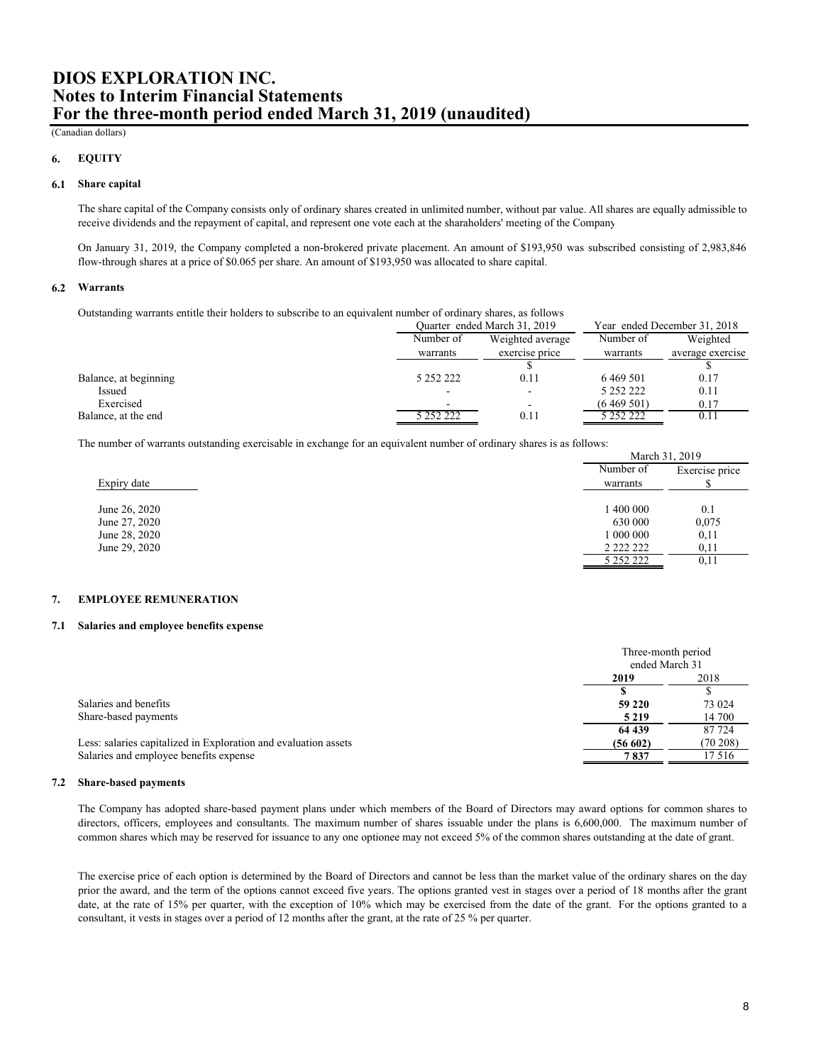# DIOS EXPLORATION INC.
# Notes to Interim Financial Statements
# For the three-month period ended March 31, 2019 (unaudited)

(Canadian dollars)

## 6. EQUITY

### 6.1 Share capital

The share capital of the Company consists only of ordinary shares created in unlimited number, without par value. All shares are equally admissible to receive dividends and the repayment of capital, and represent one vote each at the sharaholders' meeting of the Company

On January 31, 2019, the Company completed a non-brokered private placement. An amount of $193,950 was subscribed consisting of 2,983,846 flow-through shares at a price of $0.065 per share. An amount of $193,950 was allocated to share capital.

### 6.2 Warrants

Outstanding warrants entitle their holders to subscribe to an equivalent number of ordinary shares, as follows

| | Quarter ended March 31, 2019 | | Year ended December 31, 2018 | |
|---|---|---|---|---|
| | Number of warrants | Weighted average exercise price | Number of warrants | Weighted average exercise |
| | | $ | | $ |
| Balance, at beginning | 5 252 222 | 0.11 | 6 469 501 | 0.17 |
| Issued | - | - | 5 252 222 | 0.11 |
| Exercised | - | - | (6 469 501) | 0.17 |
| Balance, at the end | 5 252 222 | 0.11 | 5 252 222 | 0.11 |

The number of warrants outstanding exercisable in exchange for an equivalent number of ordinary shares is as follows:

| | March 31, 2019 | |
|---|---|---|
| Expiry date | Number of warrants | Exercise price $ |
| June 26, 2020 | 1 400 000 | 0.1 |
| June 27, 2020 | 630 000 | 0,075 |
| June 28, 2020 | 1 000 000 | 0,11 |
| June 29, 2020 | 2 222 222 | 0,11 |
| | 5 252 222 | 0,11 |

## 7. EMPLOYEE REMUNERATION

### 7.1 Salaries and employee benefits expense

| | Three-month period ended March 31 | |
|---|---|---|
| | **2019** | 2018 |
| | **$** | $ |
| Salaries and benefits | **59 220** | 73 024 |
| Share-based payments | **5 219** | 14 700 |
| | **64 439** | 87 724 |
| Less: salaries capitalized in Exploration and evaluation assets | **(56 602)** | (70 208) |
| Salaries and employee benefits expense | **7 837** | 17 516 |

### 7.2 Share-based payments

The Company has adopted share-based payment plans under which members of the Board of Directors may award options for common shares to directors, officers, employees and consultants. The maximum number of shares issuable under the plans is 6,600,000. The maximum number of common shares which may be reserved for issuance to any one optionee may not exceed 5% of the common shares outstanding at the date of grant.

The exercise price of each option is determined by the Board of Directors and cannot be less than the market value of the ordinary shares on the day prior the award, and the term of the options cannot exceed five years. The options granted vest in stages over a period of 18 months after the grant date, at the rate of 15% per quarter, with the exception of 10% which may be exercised from the date of the grant. For the options granted to a consultant, it vests in stages over a period of 12 months after the grant, at the rate of 25 % per quarter.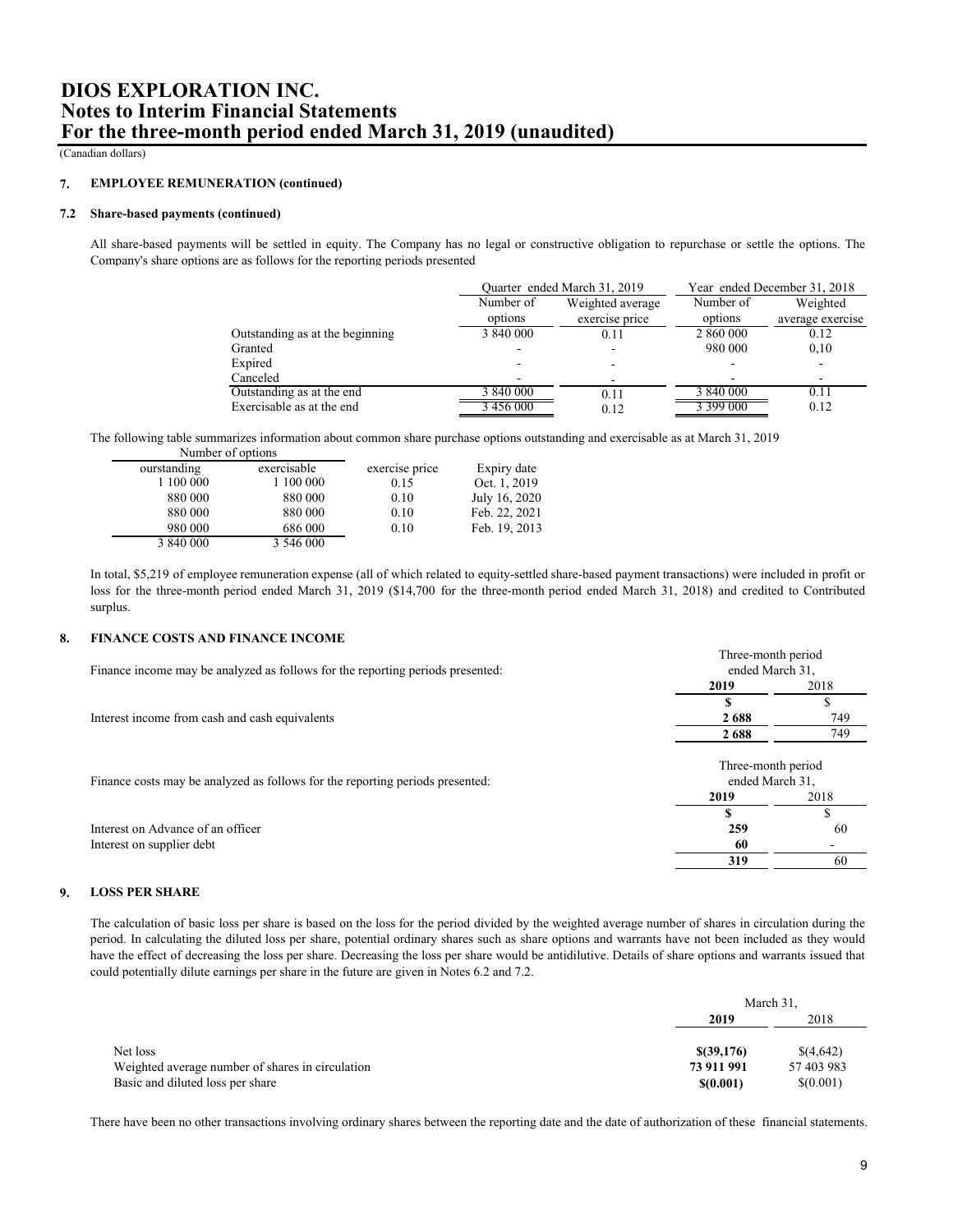(Canadian dollars)

## 7. EMPLOYEE REMUNERATION (continued)

### 7.2 Share-based payments (continued)

All share-based payments will be settled in equity. The Company has no legal or constructive obligation to repurchase or settle the options. The Company's share options are as follows for the reporting periods presented

| | Quarter ended March 31, 2019 | | Year ended December 31, 2018 | |
|---|---|---|---|---|
| | Number of options | Weighted average exercise price | Number of options | Weighted average exercise |
| Outstanding as at the beginning | 3 840 000 | 0.11 | 2 860 000 | 0.12 |
| Granted | - | - | 980 000 | 0,10 |
| Expired | - | - | - | - |
| Canceled | - | - | - | - |
| Outstanding as at the end | 3 840 000 | 0.11 | 3 840 000 | 0.11 |
| Exercisable as at the end | 3 456 000 | 0.12 | 3 399 000 | 0.12 |

The following table summarizes information about common share purchase options outstanding and exercisable as at March 31, 2019

| Number of options | | | |
|---|---|---|---|
| ourstanding | exercisable | exercise price | Expiry date |
| 1 100 000 | 1 100 000 | 0.15 | Oct. 1, 2019 |
| 880 000 | 880 000 | 0.10 | July 16, 2020 |
| 880 000 | 880 000 | 0.10 | Feb. 22, 2021 |
| 980 000 | 686 000 | 0.10 | Feb. 19, 2013 |
| 3 840 000 | 3 546 000 | | |

In total, $5,219 of employee remuneration expense (all of which related to equity-settled share-based payment transactions) were included in profit or loss for the three-month period ended March 31, 2019 ($14,700 for the three-month period ended March 31, 2018) and credited to Contributed surplus.

## 8. FINANCE COSTS AND FINANCE INCOME

Finance income may be analyzed as follows for the reporting periods presented:

| | Three-month period ended March 31, | |
|---|---|---|
| | **2019** | 2018 |
| | **$** | $ |
| Interest income from cash and cash equivalents | **2 688** | 749 |
| | **2 688** | 749 |

Finance costs may be analyzed as follows for the reporting periods presented:

| | Three-month period ended March 31, | |
|---|---|---|
| | **2019** | 2018 |
| | **$** | $ |
| Interest on Advance of an officer | **259** | 60 |
| Interest on supplier debt | **60** | - |
| | **319** | 60 |

## 9. LOSS PER SHARE

The calculation of basic loss per share is based on the loss for the period divided by the weighted average number of shares in circulation during the period. In calculating the diluted loss per share, potential ordinary shares such as share options and warrants have not been included as they would have the effect of decreasing the loss per share. Decreasing the loss per share would be antidilutive. Details of share options and warrants issued that could potentially dilute earnings per share in the future are given in Notes 6.2 and 7.2.

| | March 31, | |
|---|---|---|
| | **2019** | 2018 |
| Net loss | **$(39,176)** | $(4,642) |
| Weighted average number of shares in circulation | **73 911 991** | 57 403 983 |
| Basic and diluted loss per share | **$(0.001)** | $(0.001) |

There have been no other transactions involving ordinary shares between the reporting date and the date of authorization of these financial statements.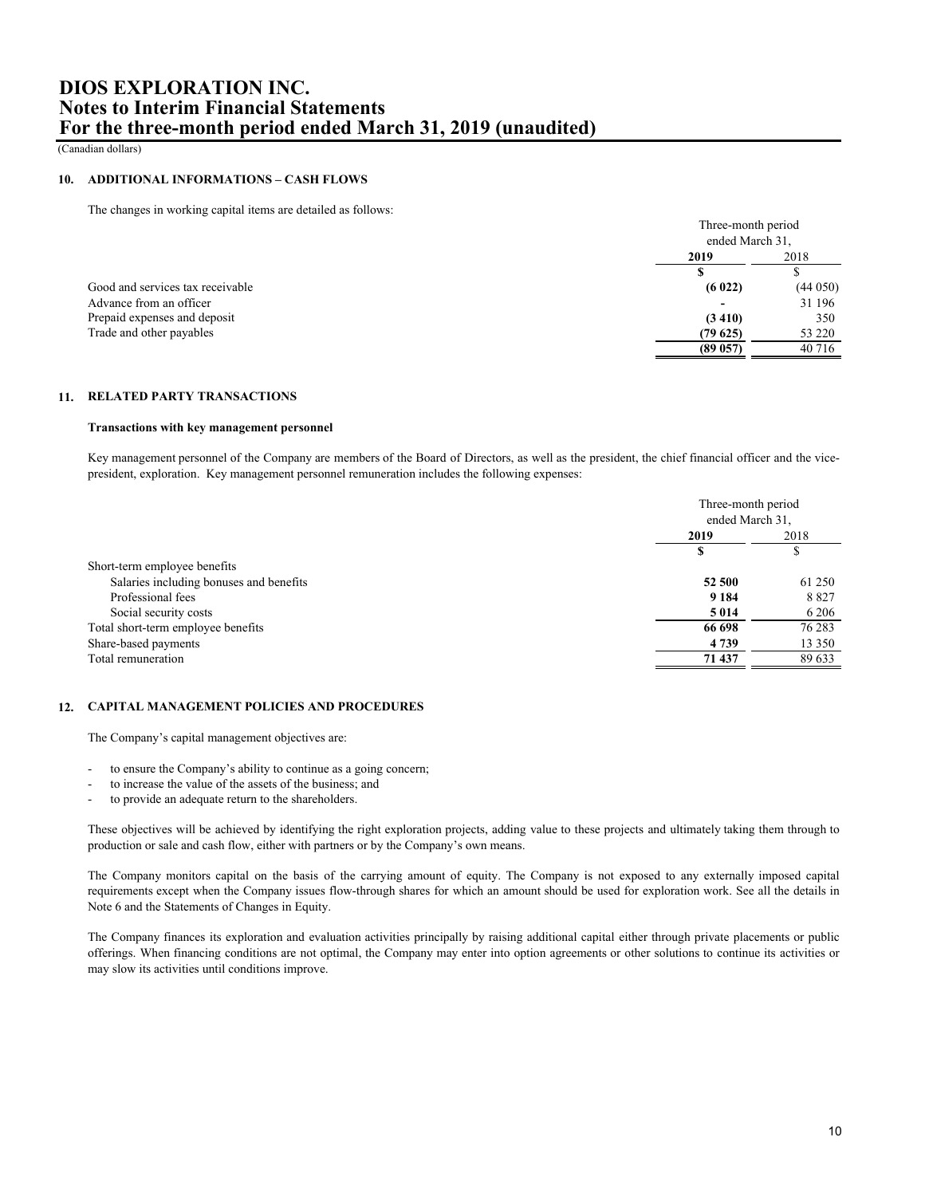# DIOS EXPLORATION INC.
# Notes to Interim Financial Statements
# For the three-month period ended March 31, 2019 (unaudited)

(Canadian dollars)

## 10. ADDITIONAL INFORMATIONS – CASH FLOWS

The changes in working capital items are detailed as follows:

| | Three-month period ended March 31, | |
|---|---|---|
| | **2019** | 2018 |
| | **$** | $ |
| Good and services tax receivable | **(6 022)** | (44 050) |
| Advance from an officer | **-** | 31 196 |
| Prepaid expenses and deposit | **(3 410)** | 350 |
| Trade and other payables | **(79 625)** | 53 220 |
| | **(89 057)** | 40 716 |

## 11. RELATED PARTY TRANSACTIONS

**Transactions with key management personnel**

Key management personnel of the Company are members of the Board of Directors, as well as the president, the chief financial officer and the vice-president, exploration. Key management personnel remuneration includes the following expenses:

| | Three-month period ended March 31, | |
|---|---|---|
| | **2019** | 2018 |
| | **$** | $ |
| Short-term employee benefits | | |
| Salaries including bonuses and benefits | **52 500** | 61 250 |
| Professional fees | **9 184** | 8 827 |
| Social security costs | **5 014** | 6 206 |
| Total short-term employee benefits | **66 698** | 76 283 |
| Share-based payments | **4 739** | 13 350 |
| Total remuneration | **71 437** | 89 633 |

## 12. CAPITAL MANAGEMENT POLICIES AND PROCEDURES

The Company's capital management objectives are:

- to ensure the Company's ability to continue as a going concern;
- to increase the value of the assets of the business; and
- to provide an adequate return to the shareholders.

These objectives will be achieved by identifying the right exploration projects, adding value to these projects and ultimately taking them through to production or sale and cash flow, either with partners or by the Company's own means.

The Company monitors capital on the basis of the carrying amount of equity. The Company is not exposed to any externally imposed capital requirements except when the Company issues flow-through shares for which an amount should be used for exploration work. See all the details in Note 6 and the Statements of Changes in Equity.

The Company finances its exploration and evaluation activities principally by raising additional capital either through private placements or public offerings. When financing conditions are not optimal, the Company may enter into option agreements or other solutions to continue its activities or may slow its activities until conditions improve.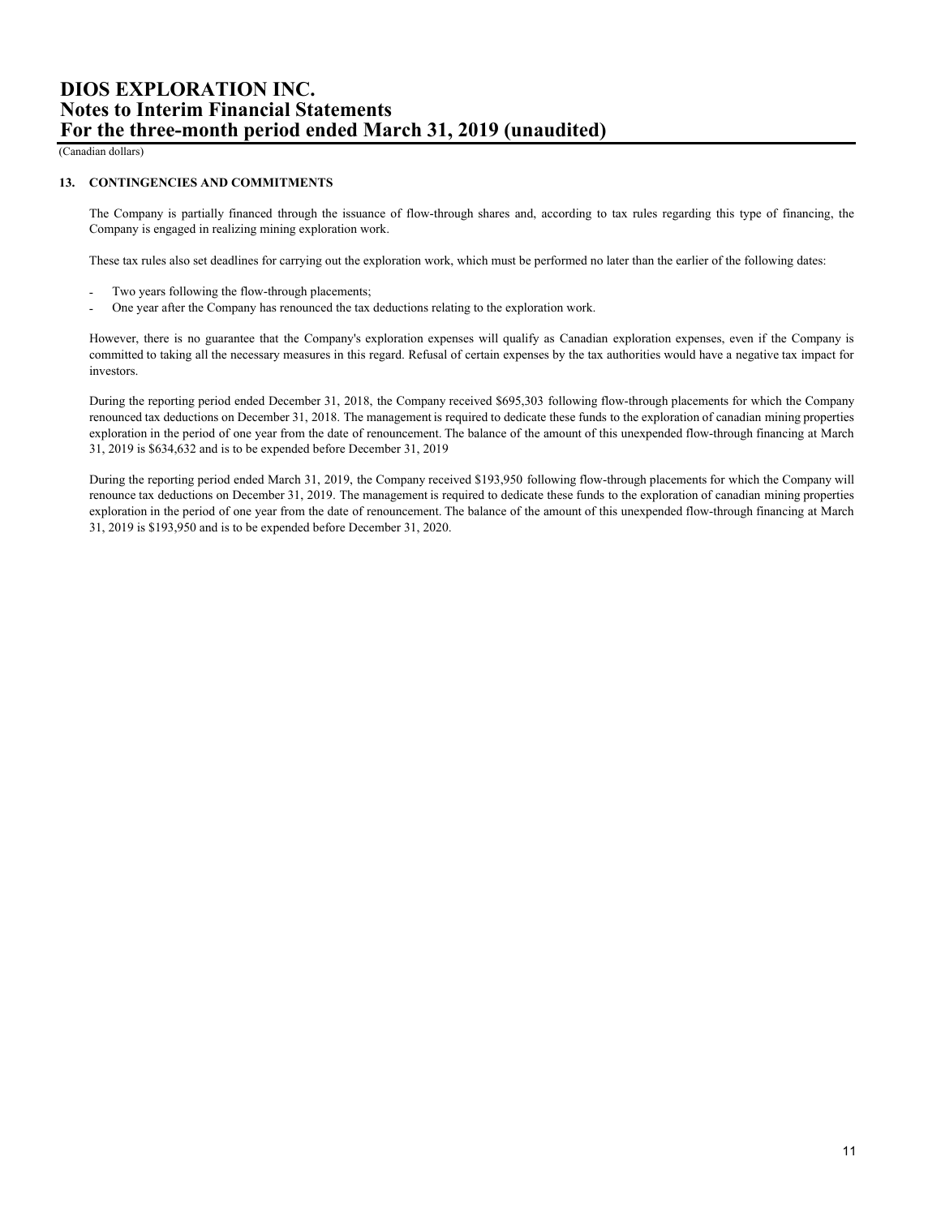# DIOS EXPLORATION INC.
# Notes to Interim Financial Statements
# For the three-month period ended March 31, 2019 (unaudited)

(Canadian dollars)

## 13. CONTINGENCIES AND COMMITMENTS

The Company is partially financed through the issuance of flow-through shares and, according to tax rules regarding this type of financing, the Company is engaged in realizing mining exploration work.

These tax rules also set deadlines for carrying out the exploration work, which must be performed no later than the earlier of the following dates:

- Two years following the flow-through placements;
- One year after the Company has renounced the tax deductions relating to the exploration work.

However, there is no guarantee that the Company's exploration expenses will qualify as Canadian exploration expenses, even if the Company is committed to taking all the necessary measures in this regard. Refusal of certain expenses by the tax authorities would have a negative tax impact for investors.

During the reporting period ended December 31, 2018, the Company received $695,303 following flow-through placements for which the Company renounced tax deductions on December 31, 2018. The management is required to dedicate these funds to the exploration of canadian mining properties exploration in the period of one year from the date of renouncement. The balance of the amount of this unexpended flow-through financing at March 31, 2019 is $634,632 and is to be expended before December 31, 2019

During the reporting period ended March 31, 2019, the Company received $193,950 following flow-through placements for which the Company will renounce tax deductions on December 31, 2019. The management is required to dedicate these funds to the exploration of canadian mining properties exploration in the period of one year from the date of renouncement. The balance of the amount of this unexpended flow-through financing at March 31, 2019 is $193,950 and is to be expended before December 31, 2020.